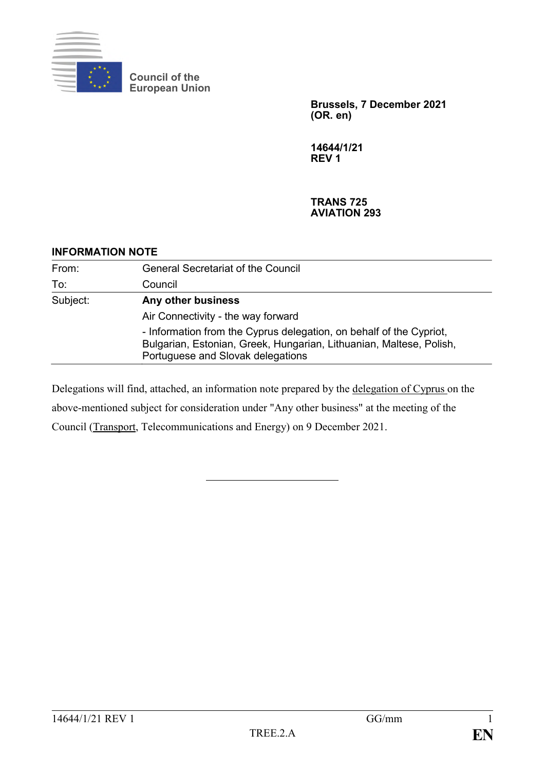Council of the European Union

**Brussels, 7 December 2021**
**(OR. en)**

**14644/1/21**
**REV 1**

**TRANS 725**
**AVIATION 293**

## INFORMATION NOTE

| | |
|---|---|
| From: | General Secretariat of the Council |
| To: | Council |
| Subject: | **Any other business**<br>Air Connectivity - the way forward<br>- Information from the Cyprus delegation, on behalf of the Cypriot, Bulgarian, Estonian, Greek, Hungarian, Lithuanian, Maltese, Polish, Portuguese and Slovak delegations |

Delegations will find, attached, an information note prepared by the delegation of Cyprus on the above-mentioned subject for consideration under "Any other business" at the meeting of the Council (Transport, Telecommunications and Energy) on 9 December 2021.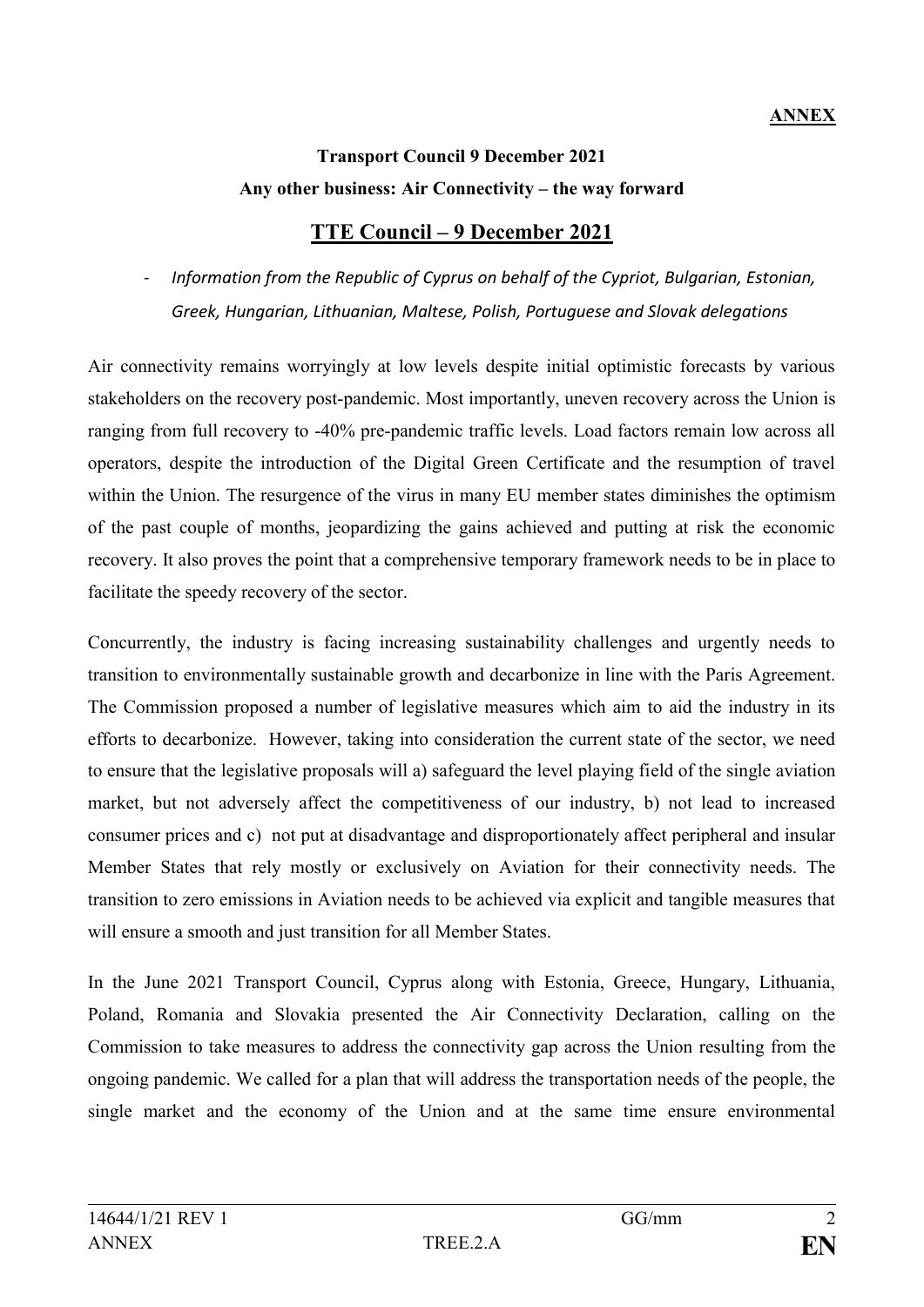**ANNEX**

**Transport Council 9 December 2021**

**Any other business: Air Connectivity – the way forward**

## TTE Council – 9 December 2021

- *Information from the Republic of Cyprus on behalf of the Cypriot, Bulgarian, Estonian, Greek, Hungarian, Lithuanian, Maltese, Polish, Portuguese and Slovak delegations*

Air connectivity remains worryingly at low levels despite initial optimistic forecasts by various stakeholders on the recovery post-pandemic. Most importantly, uneven recovery across the Union is ranging from full recovery to -40% pre-pandemic traffic levels. Load factors remain low across all operators, despite the introduction of the Digital Green Certificate and the resumption of travel within the Union. The resurgence of the virus in many EU member states diminishes the optimism of the past couple of months, jeopardizing the gains achieved and putting at risk the economic recovery. It also proves the point that a comprehensive temporary framework needs to be in place to facilitate the speedy recovery of the sector.

Concurrently, the industry is facing increasing sustainability challenges and urgently needs to transition to environmentally sustainable growth and decarbonize in line with the Paris Agreement. The Commission proposed a number of legislative measures which aim to aid the industry in its efforts to decarbonize. However, taking into consideration the current state of the sector, we need to ensure that the legislative proposals will a) safeguard the level playing field of the single aviation market, but not adversely affect the competitiveness of our industry, b) not lead to increased consumer prices and c) not put at disadvantage and disproportionately affect peripheral and insular Member States that rely mostly or exclusively on Aviation for their connectivity needs. The transition to zero emissions in Aviation needs to be achieved via explicit and tangible measures that will ensure a smooth and just transition for all Member States.

In the June 2021 Transport Council, Cyprus along with Estonia, Greece, Hungary, Lithuania, Poland, Romania and Slovakia presented the Air Connectivity Declaration, calling on the Commission to take measures to address the connectivity gap across the Union resulting from the ongoing pandemic. We called for a plan that will address the transportation needs of the people, the single market and the economy of the Union and at the same time ensure environmental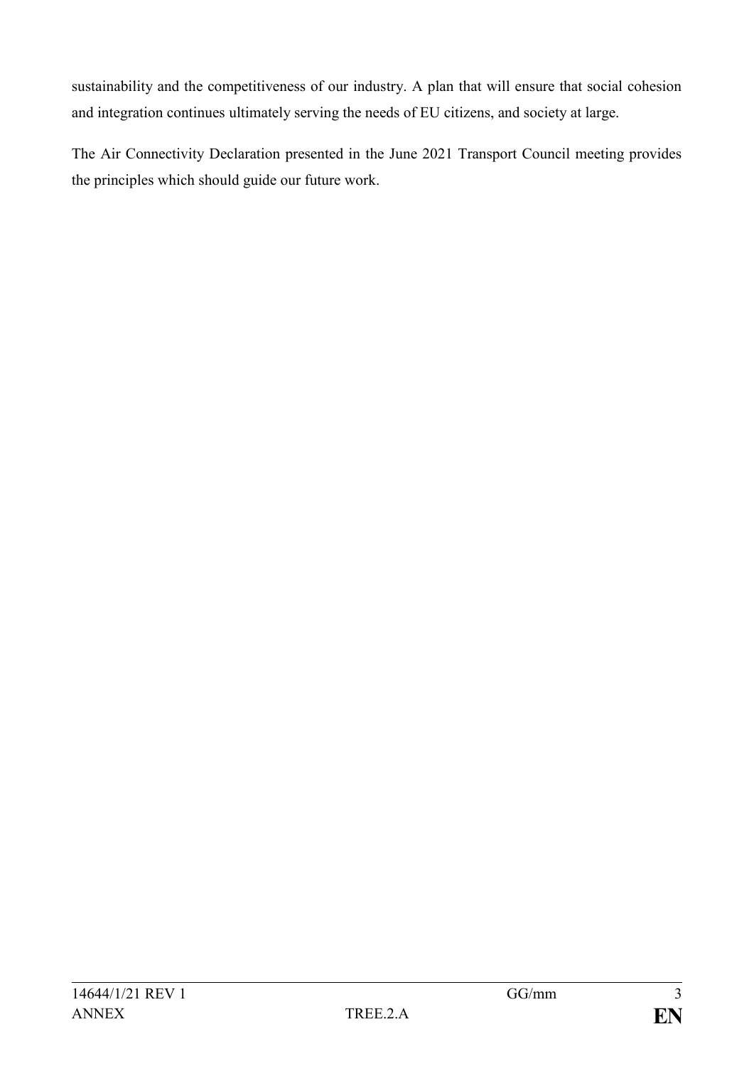sustainability and the competitiveness of our industry. A plan that will ensure that social cohesion and integration continues ultimately serving the needs of EU citizens, and society at large.

The Air Connectivity Declaration presented in the June 2021 Transport Council meeting provides the principles which should guide our future work.